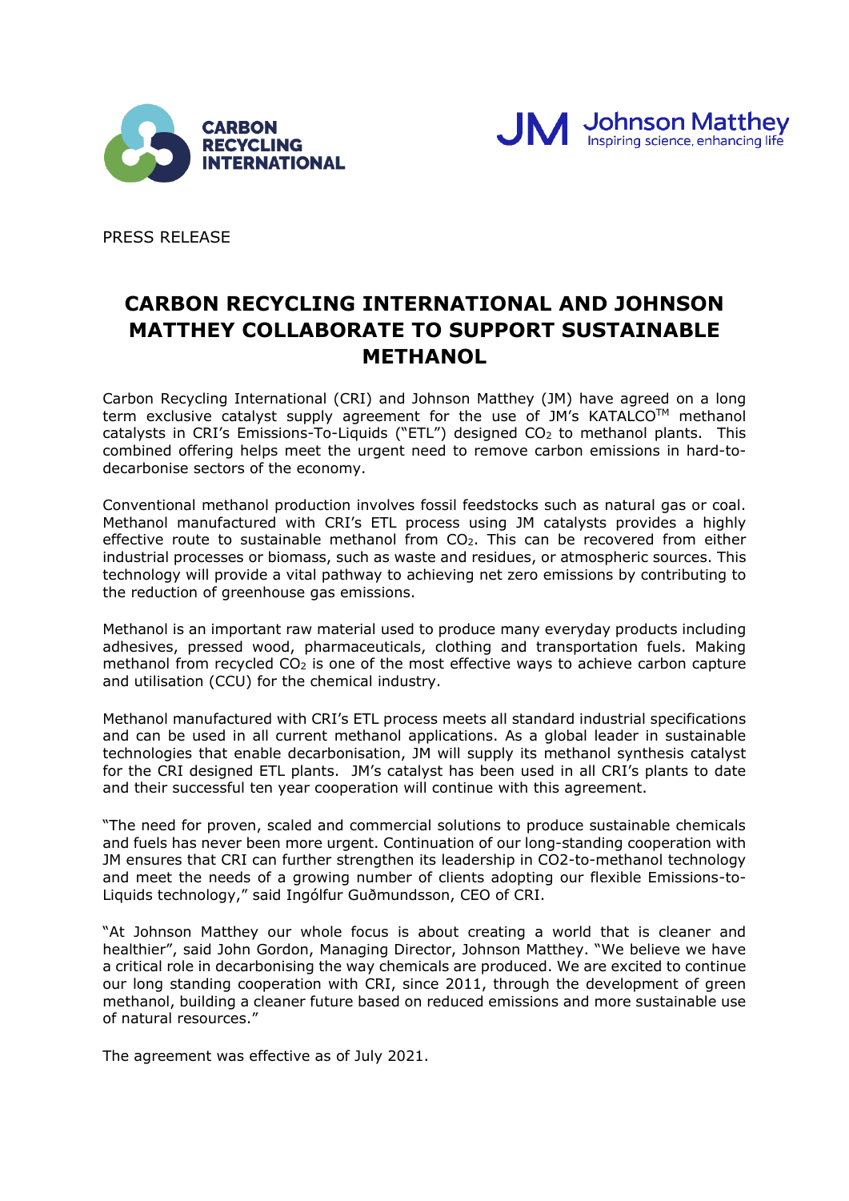PRESS RELEASE

# CARBON RECYCLING INTERNATIONAL AND JOHNSON MATTHEY COLLABORATE TO SUPPORT SUSTAINABLE METHANOL

Carbon Recycling International (CRI) and Johnson Matthey (JM) have agreed on a long term exclusive catalyst supply agreement for the use of JM's KATALCO™ methanol catalysts in CRI's Emissions-To-Liquids ("ETL") designed $CO_2$ to methanol plants. This combined offering helps meet the urgent need to remove carbon emissions in hard-to-decarbonise sectors of the economy.

Conventional methanol production involves fossil feedstocks such as natural gas or coal. Methanol manufactured with CRI's ETL process using JM catalysts provides a highly effective route to sustainable methanol from $CO_2$. This can be recovered from either industrial processes or biomass, such as waste and residues, or atmospheric sources. This technology will provide a vital pathway to achieving net zero emissions by contributing to the reduction of greenhouse gas emissions.

Methanol is an important raw material used to produce many everyday products including adhesives, pressed wood, pharmaceuticals, clothing and transportation fuels. Making methanol from recycled $CO_2$ is one of the most effective ways to achieve carbon capture and utilisation (CCU) for the chemical industry.

Methanol manufactured with CRI's ETL process meets all standard industrial specifications and can be used in all current methanol applications. As a global leader in sustainable technologies that enable decarbonisation, JM will supply its methanol synthesis catalyst for the CRI designed ETL plants. JM's catalyst has been used in all CRI's plants to date and their successful ten year cooperation will continue with this agreement.

"The need for proven, scaled and commercial solutions to produce sustainable chemicals and fuels has never been more urgent. Continuation of our long-standing cooperation with JM ensures that CRI can further strengthen its leadership in CO2-to-methanol technology and meet the needs of a growing number of clients adopting our flexible Emissions-to-Liquids technology," said Ingólfur Guðmundsson, CEO of CRI.

"At Johnson Matthey our whole focus is about creating a world that is cleaner and healthier", said John Gordon, Managing Director, Johnson Matthey. "We believe we have a critical role in decarbonising the way chemicals are produced. We are excited to continue our long standing cooperation with CRI, since 2011, through the development of green methanol, building a cleaner future based on reduced emissions and more sustainable use of natural resources."

The agreement was effective as of July 2021.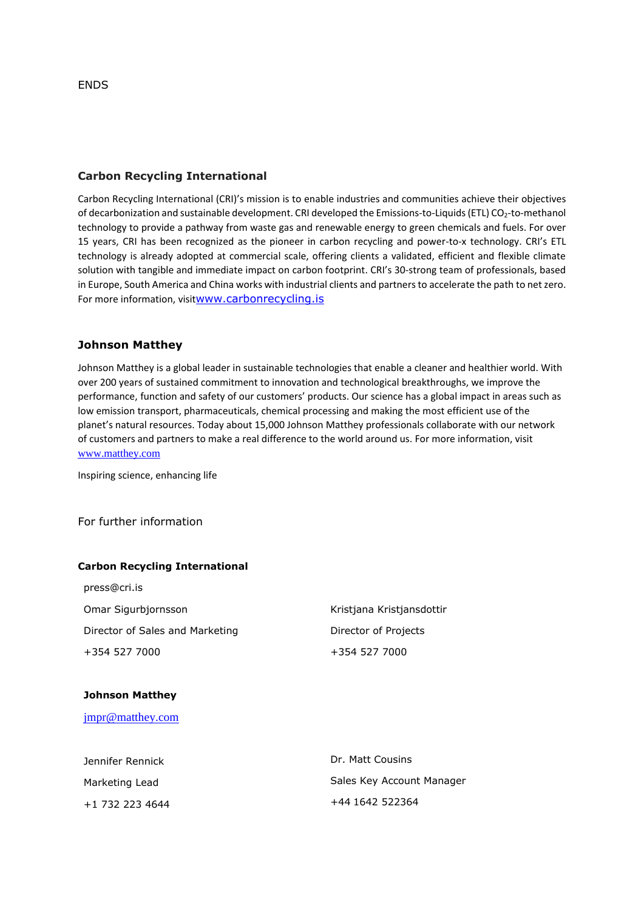ENDS

## Carbon Recycling International

Carbon Recycling International (CRI)'s mission is to enable industries and communities achieve their objectives of decarbonization and sustainable development. CRI developed the Emissions-to-Liquids (ETL) $CO_2$-to-methanol technology to provide a pathway from waste gas and renewable energy to green chemicals and fuels. For over 15 years, CRI has been recognized as the pioneer in carbon recycling and power-to-x technology. CRI's ETL technology is already adopted at commercial scale, offering clients a validated, efficient and flexible climate solution with tangible and immediate impact on carbon footprint. CRI's 30-strong team of professionals, based in Europe, South America and China works with industrial clients and partners to accelerate the path to net zero. For more information, visitwww.carbonrecycling.is

## Johnson Matthey

Johnson Matthey is a global leader in sustainable technologies that enable a cleaner and healthier world. With over 200 years of sustained commitment to innovation and technological breakthroughs, we improve the performance, function and safety of our customers' products. Our science has a global impact in areas such as low emission transport, pharmaceuticals, chemical processing and making the most efficient use of the planet's natural resources. Today about 15,000 Johnson Matthey professionals collaborate with our network of customers and partners to make a real difference to the world around us. For more information, visit www.matthey.com

Inspiring science, enhancing life

For further information

**Carbon Recycling International**

press@cri.is

Omar Sigurbjornsson
Director of Sales and Marketing
+354 527 7000

Kristjana Kristjansdottir
Director of Projects
+354 527 7000

**Johnson Matthey**

jmpr@matthey.com

Jennifer Rennick
Marketing Lead
+1 732 223 4644

Dr. Matt Cousins
Sales Key Account Manager
+44 1642 522364